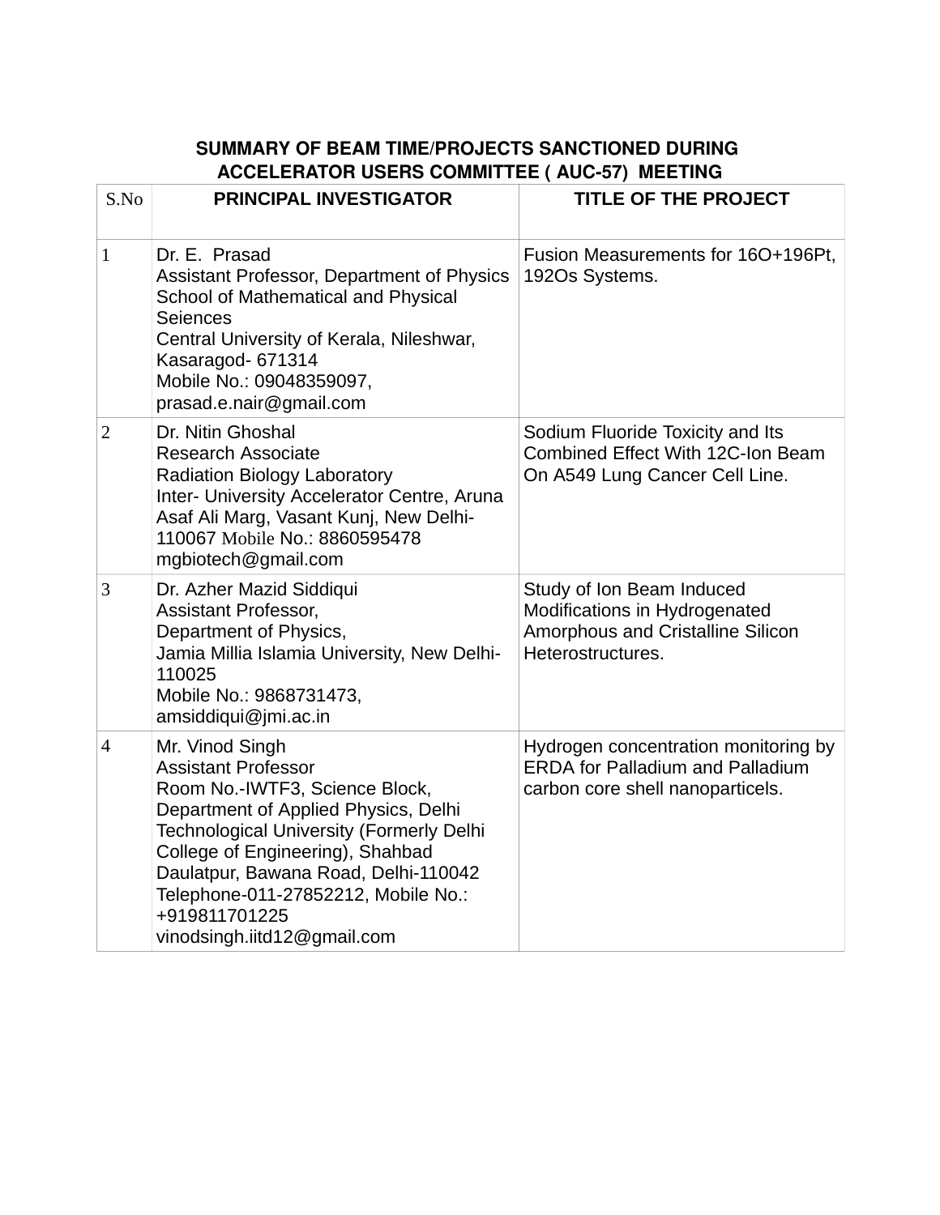**SUMMARY OF BEAM TIME/PROJECTS SANCTIONED DURING ACCELERATOR USERS COMMITTEE ( AUC-57) MEETING**

| S.No | PRINCIPAL INVESTIGATOR | TITLE OF THE PROJECT |
|---|---|---|
| 1 | Dr. E. Prasad<br>Assistant Professor, Department of Physics<br>School of Mathematical and Physical Seiences<br>Central University of Kerala, Nileshwar, Kasaragod- 671314<br>Mobile No.: 09048359097, prasad.e.nair@gmail.com | Fusion Measurements for 16O+196Pt, 192Os Systems. |
| 2 | Dr. Nitin Ghoshal<br>Research Associate<br>Radiation Biology Laboratory<br>Inter- University Accelerator Centre, Aruna Asaf Ali Marg, Vasant Kunj, New Delhi-110067 Mobile No.: 8860595478<br>mgbiotech@gmail.com | Sodium Fluoride Toxicity and Its Combined Effect With 12C-Ion Beam On A549 Lung Cancer Cell Line. |
| 3 | Dr. Azher Mazid Siddiqui<br>Assistant Professor,<br>Department of Physics,<br>Jamia Millia Islamia University, New Delhi-110025<br>Mobile No.: 9868731473, amsiddiqui@jmi.ac.in | Study of Ion Beam Induced Modifications in Hydrogenated Amorphous and Cristalline Silicon Heterostructures. |
| 4 | Mr. Vinod Singh<br>Assistant Professor<br>Room No.-IWTF3, Science Block, Department of Applied Physics, Delhi Technological University (Formerly Delhi College of Engineering), Shahbad Daulatpur, Bawana Road, Delhi-110042<br>Telephone-011-27852212, Mobile No.: +919811701225<br>vinodsingh.iitd12@gmail.com | Hydrogen concentration monitoring by ERDA for Palladium and Palladium carbon core shell nanoparticels. |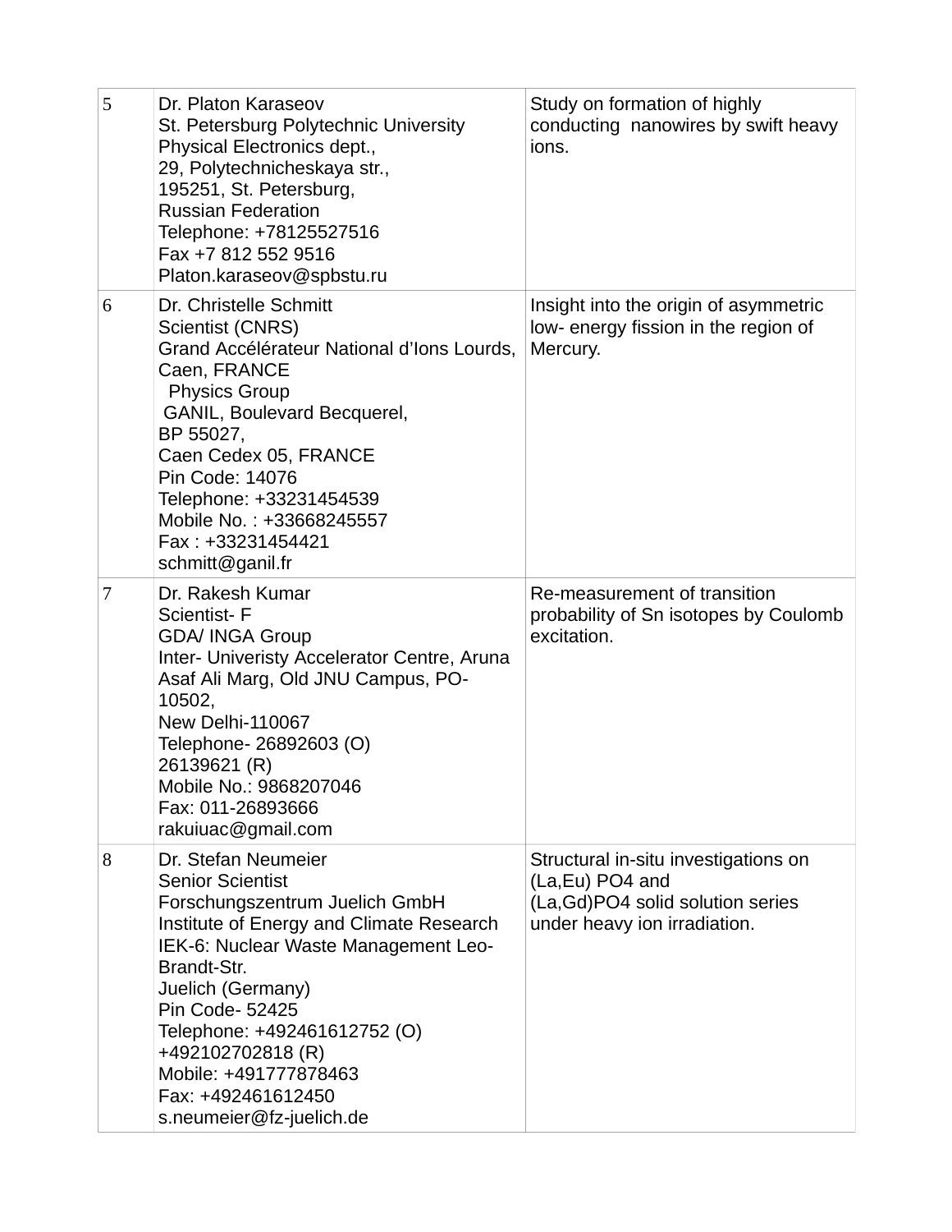| | | |
|---|---|---|
| 5 | Dr. Platon Karaseov<br>St. Petersburg Polytechnic University<br>Physical Electronics dept.,<br>29, Polytechnicheskaya str.,<br>195251, St. Petersburg,<br>Russian Federation<br>Telephone: +78125527516<br>Fax +7 812 552 9516<br>Platon.karaseov@spbstu.ru | Study on formation of highly conducting nanowires by swift heavy ions. |
| 6 | Dr. Christelle Schmitt<br>Scientist (CNRS)<br>Grand Accélérateur National d'Ions Lourds, Caen, FRANCE<br>Physics Group<br>GANIL, Boulevard Becquerel,<br>BP 55027,<br>Caen Cedex 05, FRANCE<br>Pin Code: 14076<br>Telephone: +33231454539<br>Mobile No. : +33668245557<br>Fax : +33231454421<br>schmitt@ganil.fr | Insight into the origin of asymmetric low- energy fission in the region of Mercury. |
| 7 | Dr. Rakesh Kumar<br>Scientist- F<br>GDA/ INGA Group<br>Inter- Univeristy Accelerator Centre, Aruna Asaf Ali Marg, Old JNU Campus, PO- 10502,<br>New Delhi-110067<br>Telephone- 26892603 (O)<br>26139621 (R)<br>Mobile No.: 9868207046<br>Fax: 011-26893666<br>rakuiuac@gmail.com | Re-measurement of transition probability of Sn isotopes by Coulomb excitation. |
| 8 | Dr. Stefan Neumeier<br>Senior Scientist<br>Forschungszentrum Juelich GmbH<br>Institute of Energy and Climate Research<br>IEK-6: Nuclear Waste Management Leo-Brandt-Str.<br>Juelich (Germany)<br>Pin Code- 52425<br>Telephone: +492461612752 (O)<br>+492102702818 (R)<br>Mobile: +491777878463<br>Fax: +492461612450<br>s.neumeier@fz-juelich.de | Structural in-situ investigations on (La,Eu) $PO_4$ and<br>(La,Gd)$PO_4$ solid solution series under heavy ion irradiation. |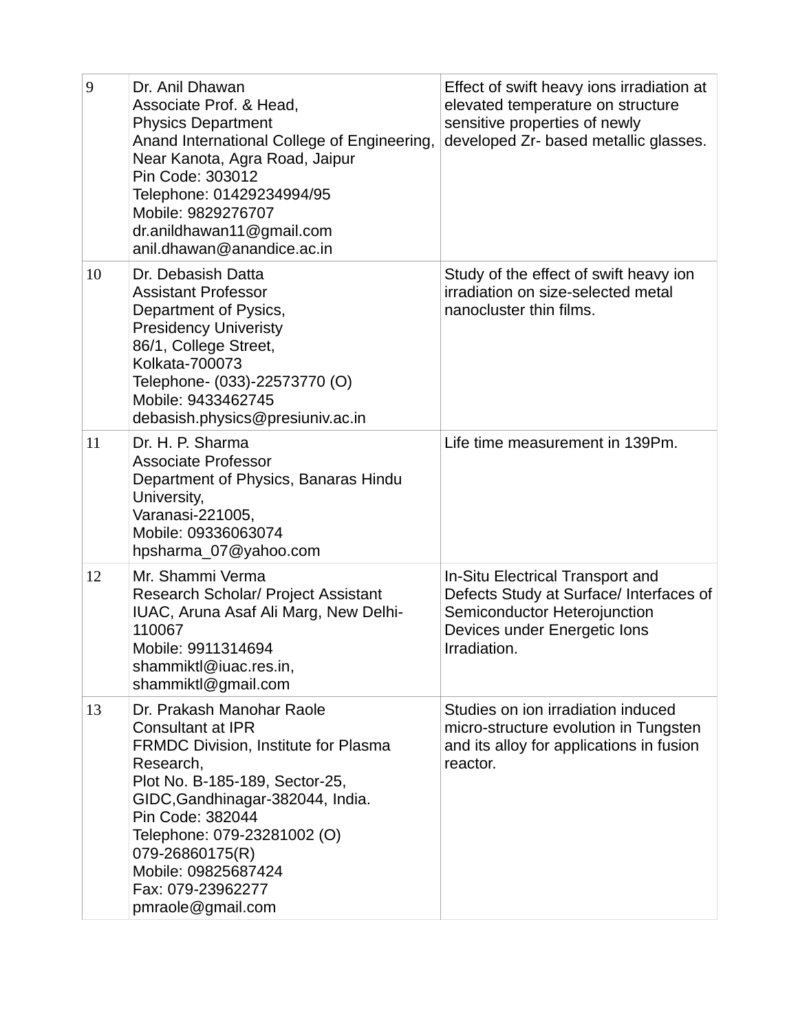| 9 | Dr. Anil Dhawan<br>Associate Prof. & Head,<br>Physics Department<br>Anand International College of Engineering,<br>Near Kanota, Agra Road, Jaipur<br>Pin Code: 303012<br>Telephone: 01429234994/95<br>Mobile: 9829276707<br>dr.anildhawan11@gmail.com<br>anil.dhawan@anandice.ac.in | Effect of swift heavy ions irradiation at elevated temperature on structure sensitive properties of newly developed Zr- based metallic glasses. |
|---|---|---|
| 10 | Dr. Debasish Datta<br>Assistant Professor<br>Department of Pysics,<br>Presidency Univeristy<br>86/1, College Street,<br>Kolkata-700073<br>Telephone- (033)-22573770 (O)<br>Mobile: 9433462745<br>debasish.physics@presiuniv.ac.in | Study of the effect of swift heavy ion irradiation on size-selected metal nanocluster thin films. |
| 11 | Dr. H. P. Sharma<br>Associate Professor<br>Department of Physics, Banaras Hindu University,<br>Varanasi-221005,<br>Mobile: 09336063074<br>hpsharma_07@yahoo.com | Life time measurement in 139Pm. |
| 12 | Mr. Shammi Verma<br>Research Scholar/ Project Assistant<br>IUAC, Aruna Asaf Ali Marg, New Delhi-110067<br>Mobile: 9911314694<br>shammiktl@iuac.res.in,<br>shammiktl@gmail.com | In-Situ Electrical Transport and Defects Study at Surface/ Interfaces of Semiconductor Heterojunction Devices under Energetic Ions Irradiation. |
| 13 | Dr. Prakash Manohar Raole<br>Consultant at IPR<br>FRMDC Division, Institute for Plasma Research,<br>Plot No. B-185-189, Sector-25,<br>GIDC,Gandhinagar-382044, India.<br>Pin Code: 382044<br>Telephone: 079-23281002 (O)<br>079-26860175(R)<br>Mobile: 09825687424<br>Fax: 079-23962277<br>pmraole@gmail.com | Studies on ion irradiation induced micro-structure evolution in Tungsten and its alloy for applications in fusion reactor. |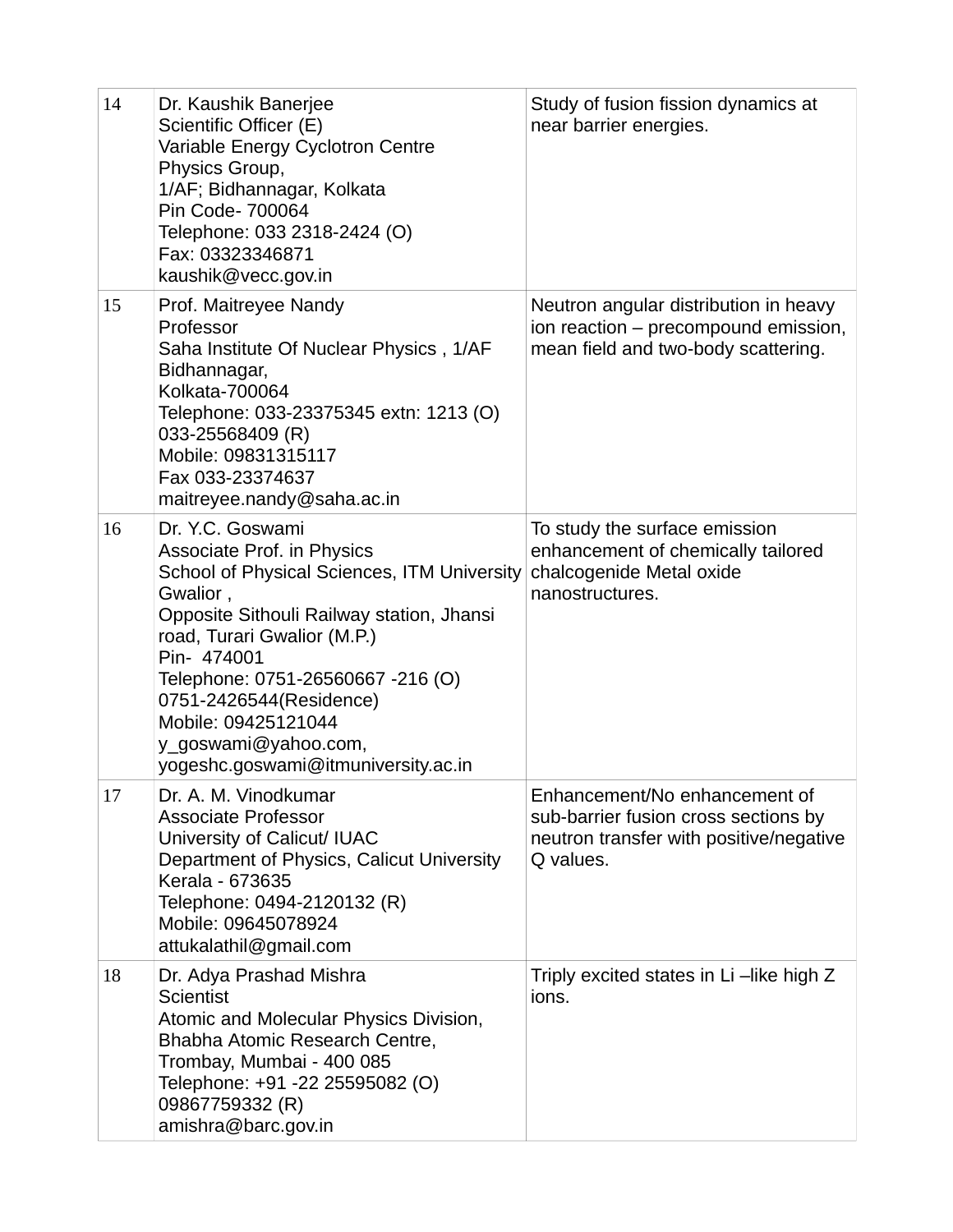| | | |
|---|---|---|
| 14 | Dr. Kaushik Banerjee<br>Scientific Officer (E)<br>Variable Energy Cyclotron Centre<br>Physics Group,<br>1/AF; Bidhannagar, Kolkata<br>Pin Code- 700064<br>Telephone: 033 2318-2424 (O)<br>Fax: 03323346871<br>kaushik@vecc.gov.in | Study of fusion fission dynamics at near barrier energies. |
| 15 | Prof. Maitreyee Nandy<br>Professor<br>Saha Institute Of Nuclear Physics , 1/AF Bidhannagar,<br>Kolkata-700064<br>Telephone: 033-23375345 extn: 1213 (O)<br>033-25568409 (R)<br>Mobile: 09831315117<br>Fax 033-23374637<br>maitreyee.nandy@saha.ac.in | Neutron angular distribution in heavy ion reaction – precompound emission, mean field and two-body scattering. |
| 16 | Dr. Y.C. Goswami<br>Associate Prof. in Physics<br>School of Physical Sciences, ITM University Gwalior ,<br>Opposite Sithouli Railway station, Jhansi road, Turari Gwalior (M.P.)<br>Pin- 474001<br>Telephone: 0751-26560667 -216 (O)<br>0751-2426544(Residence)<br>Mobile: 09425121044<br>y_goswami@yahoo.com,<br>yogeshc.goswami@itmuniversity.ac.in | To study the surface emission enhancement of chemically tailored chalcogenide Metal oxide nanostructures. |
| 17 | Dr. A. M. Vinodkumar<br>Associate Professor<br>University of Calicut/ IUAC<br>Department of Physics, Calicut University<br>Kerala - 673635<br>Telephone: 0494-2120132 (R)<br>Mobile: 09645078924<br>attukalathil@gmail.com | Enhancement/No enhancement of sub-barrier fusion cross sections by neutron transfer with positive/negative Q values. |
| 18 | Dr. Adya Prashad Mishra<br>Scientist<br>Atomic and Molecular Physics Division,<br>Bhabha Atomic Research Centre,<br>Trombay, Mumbai - 400 085<br>Telephone: +91 -22 25595082 (O)<br>09867759332 (R)<br>amishra@barc.gov.in | Triply excited states in Li –like high Z ions. |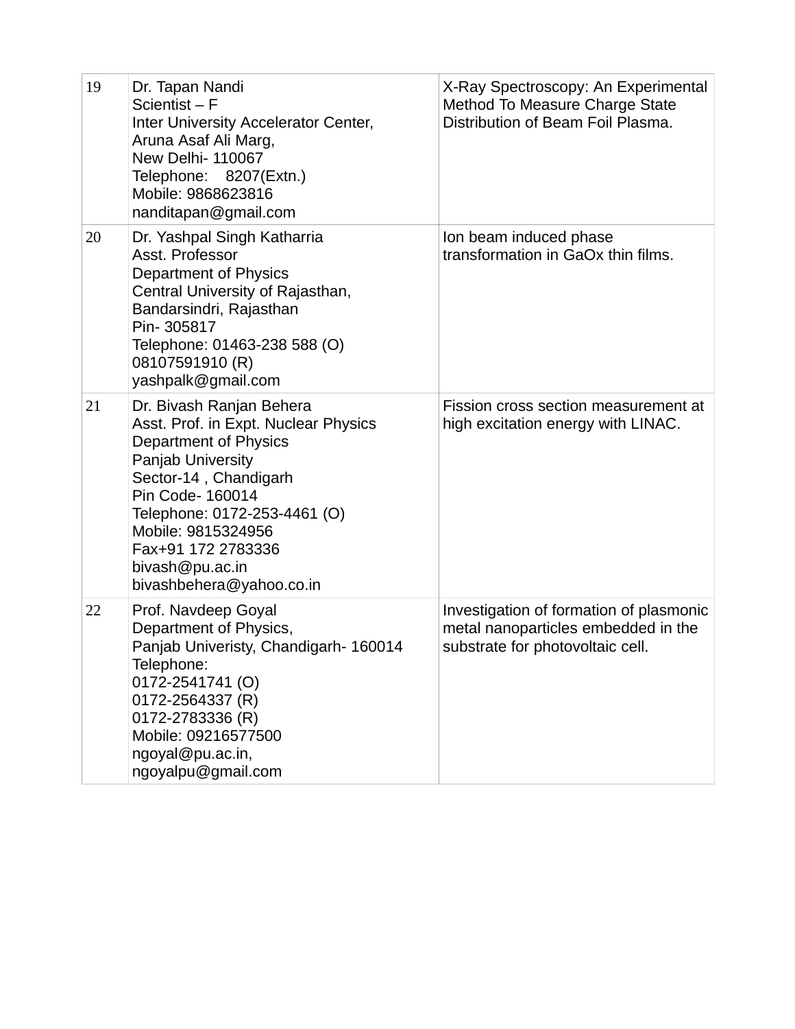| | | |
|---|---|---|
| 19 | Dr. Tapan Nandi<br>Scientist – F<br>Inter University Accelerator Center,<br>Aruna Asaf Ali Marg,<br>New Delhi- 110067<br>Telephone: 8207(Extn.)<br>Mobile: 9868623816<br>nanditapan@gmail.com | X-Ray Spectroscopy: An Experimental Method To Measure Charge State Distribution of Beam Foil Plasma. |
| 20 | Dr. Yashpal Singh Katharria<br>Asst. Professor<br>Department of Physics<br>Central University of Rajasthan,<br>Bandarsindri, Rajasthan<br>Pin- 305817<br>Telephone: 01463-238 588 (O)<br>08107591910 (R)<br>yashpalk@gmail.com | Ion beam induced phase transformation in GaOx thin films. |
| 21 | Dr. Bivash Ranjan Behera<br>Asst. Prof. in Expt. Nuclear Physics<br>Department of Physics<br>Panjab University<br>Sector-14 , Chandigarh<br>Pin Code- 160014<br>Telephone: 0172-253-4461 (O)<br>Mobile: 9815324956<br>Fax+91 172 2783336<br>bivash@pu.ac.in<br>bivashbehera@yahoo.co.in | Fission cross section measurement at high excitation energy with LINAC. |
| 22 | Prof. Navdeep Goyal<br>Department of Physics,<br>Panjab Univeristy, Chandigarh- 160014<br>Telephone:<br>0172-2541741 (O)<br>0172-2564337 (R)<br>0172-2783336 (R)<br>Mobile: 09216577500<br>ngoyal@pu.ac.in,<br>ngoyalpu@gmail.com | Investigation of formation of plasmonic metal nanoparticles embedded in the substrate for photovoltaic cell. |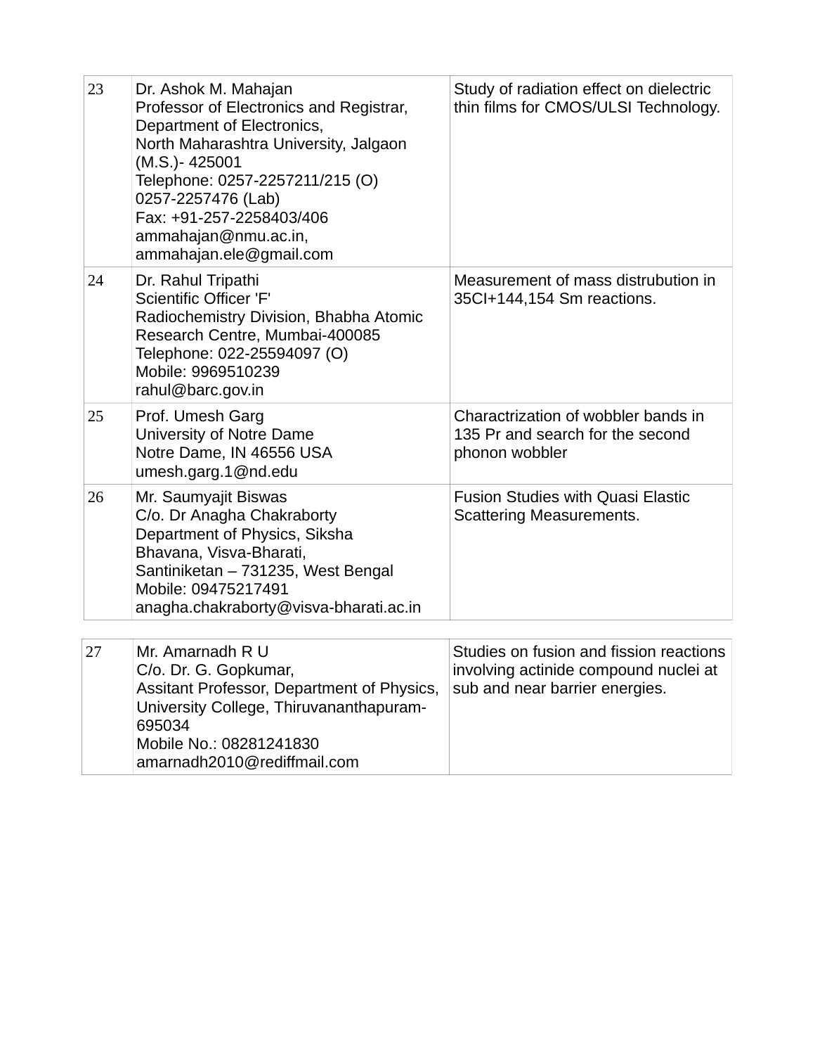| | | |
|---|---|---|
| 23 | Dr. Ashok M. Mahajan<br>Professor of Electronics and Registrar, Department of Electronics,<br>North Maharashtra University, Jalgaon (M.S.)- 425001<br>Telephone: 0257-2257211/215 (O)<br>0257-2257476 (Lab)<br>Fax: +91-257-2258403/406<br>ammahajan@nmu.ac.in,<br>ammahajan.ele@gmail.com | Study of radiation effect on dielectric thin films for CMOS/ULSI Technology. |
| 24 | Dr. Rahul Tripathi<br>Scientific Officer 'F'<br>Radiochemistry Division, Bhabha Atomic Research Centre, Mumbai-400085<br>Telephone: 022-25594097 (O)<br>Mobile: 9969510239<br>rahul@barc.gov.in | Measurement of mass distrubution in 35Cl+144,154 Sm reactions. |
| 25 | Prof. Umesh Garg<br>University of Notre Dame<br>Notre Dame, IN 46556 USA<br>umesh.garg.1@nd.edu | Charactrization of wobbler bands in 135 Pr and search for the second phonon wobbler |
| 26 | Mr. Saumyajit Biswas<br>C/o. Dr Anagha Chakraborty<br>Department of Physics, Siksha Bhavana, Visva-Bharati,<br>Santiniketan – 731235, West Bengal<br>Mobile: 09475217491<br>anagha.chakraborty@visva-bharati.ac.in | Fusion Studies with Quasi Elastic Scattering Measurements. |
| 27 | Mr. Amarnadh R U<br>C/o. Dr. G. Gopkumar,<br>Assitant Professor, Department of Physics, University College, Thiruvananthapuram-695034<br>Mobile No.: 08281241830<br>amarnadh2010@rediffmail.com | Studies on fusion and fission reactions involving actinide compound nuclei at sub and near barrier energies. |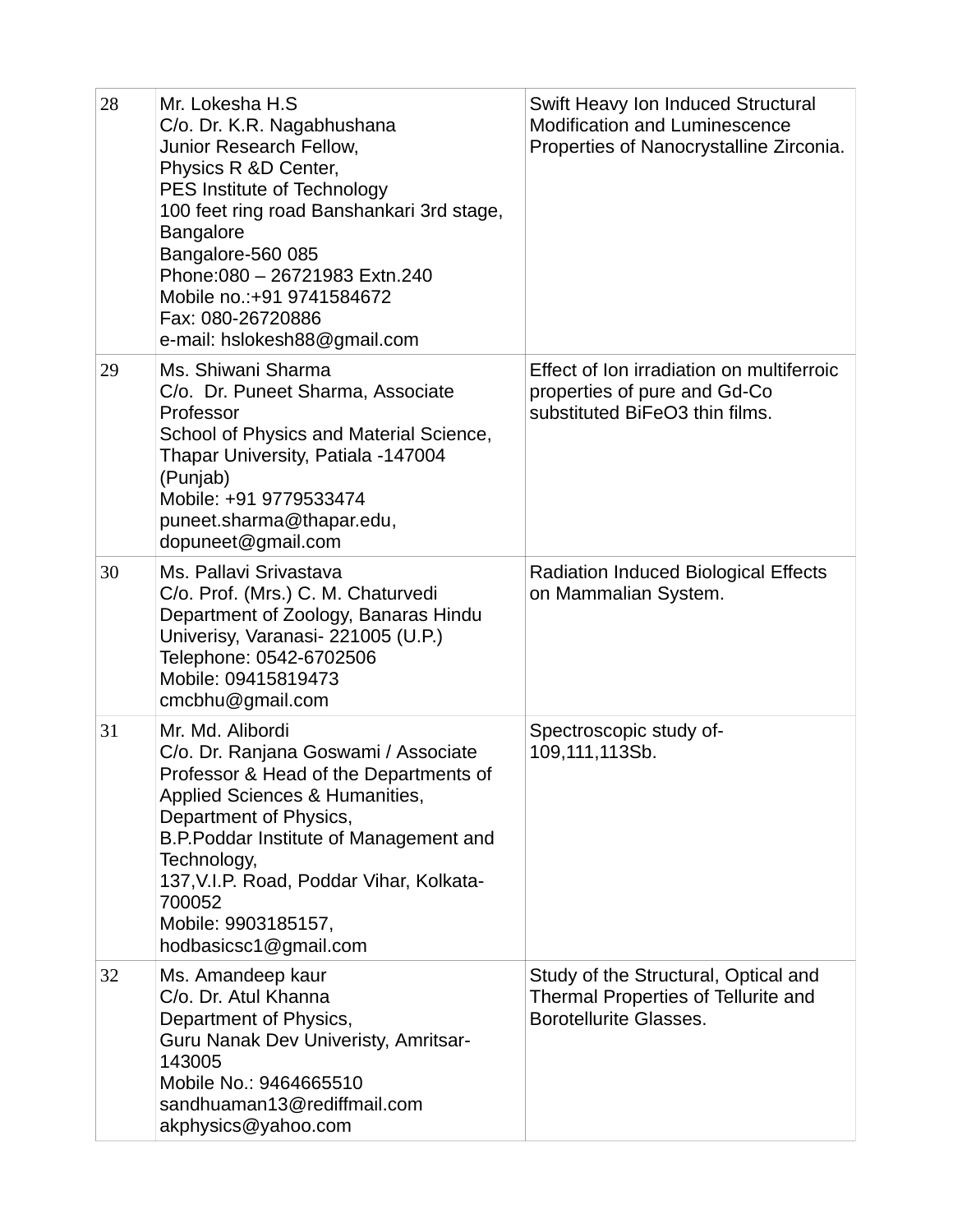| | | |
|---|---|---|
| 28 | Mr. Lokesha H.S<br>C/o. Dr. K.R. Nagabhushana<br>Junior Research Fellow,<br>Physics R &D Center,<br>PES Institute of Technology<br>100 feet ring road Banshankari 3rd stage, Bangalore<br>Bangalore-560 085<br>Phone:080 – 26721983 Extn.240<br>Mobile no.:+91 9741584672<br>Fax: 080-26720886<br>e-mail: hslokesh88@gmail.com | Swift Heavy Ion Induced Structural Modification and Luminescence Properties of Nanocrystalline Zirconia. |
| 29 | Ms. Shiwani Sharma<br>C/o. Dr. Puneet Sharma, Associate Professor<br>School of Physics and Material Science, Thapar University, Patiala -147004 (Punjab)<br>Mobile: +91 9779533474<br>puneet.sharma@thapar.edu, dopuneet@gmail.com | Effect of Ion irradiation on multiferroic properties of pure and Gd-Co substituted BiFeO3 thin films. |
| 30 | Ms. Pallavi Srivastava<br>C/o. Prof. (Mrs.) C. M. Chaturvedi<br>Department of Zoology, Banaras Hindu Univerisy, Varanasi- 221005 (U.P.)<br>Telephone: 0542-6702506<br>Mobile: 09415819473<br>cmcbhu@gmail.com | Radiation Induced Biological Effects on Mammalian System. |
| 31 | Mr. Md. Alibordi<br>C/o. Dr. Ranjana Goswami / Associate Professor & Head of the Departments of Applied Sciences & Humanities, Department of Physics,<br>B.P.Poddar Institute of Management and Technology,<br>137,V.I.P. Road, Poddar Vihar, Kolkata-700052<br>Mobile: 9903185157,<br>hodbasicsc1@gmail.com | Spectroscopic study of-109,111,113Sb. |
| 32 | Ms. Amandeep kaur<br>C/o. Dr. Atul Khanna<br>Department of Physics,<br>Guru Nanak Dev Univeristy, Amritsar-143005<br>Mobile No.: 9464665510<br>sandhuaman13@rediffmail.com<br>akphysics@yahoo.com | Study of the Structural, Optical and Thermal Properties of Tellurite and Borotellurite Glasses. |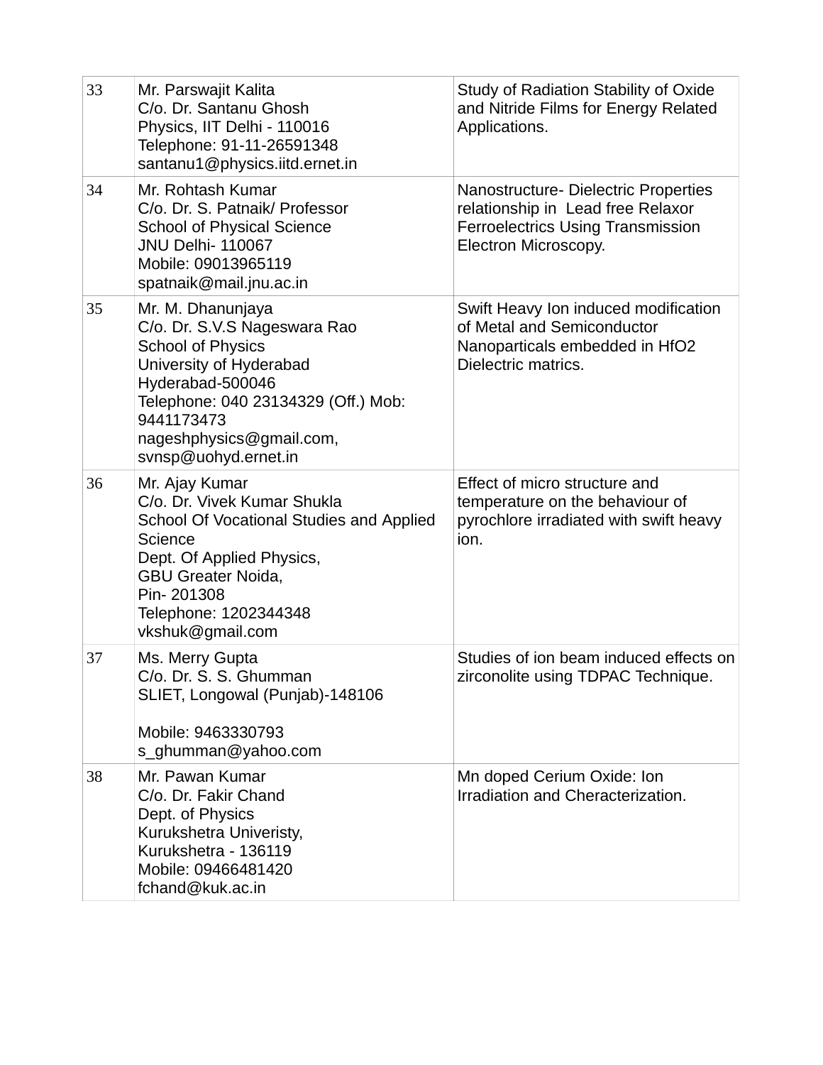| | | |
|---|---|---|
| 33 | Mr. Parswajit Kalita<br>C/o. Dr. Santanu Ghosh<br>Physics, IIT Delhi - 110016<br>Telephone: 91-11-26591348<br>santanu1@physics.iitd.ernet.in | Study of Radiation Stability of Oxide and Nitride Films for Energy Related Applications. |
| 34 | Mr. Rohtash Kumar<br>C/o. Dr. S. Patnaik/ Professor<br>School of Physical Science<br>JNU Delhi- 110067<br>Mobile: 09013965119<br>spatnaik@mail.jnu.ac.in | Nanostructure- Dielectric Properties relationship in Lead free Relaxor Ferroelectrics Using Transmission Electron Microscopy. |
| 35 | Mr. M. Dhanunjaya<br>C/o. Dr. S.V.S Nageswara Rao<br>School of Physics<br>University of Hyderabad<br>Hyderabad-500046<br>Telephone: 040 23134329 (Off.) Mob: 9441173473<br>nageshphysics@gmail.com, svnsp@uohyd.ernet.in | Swift Heavy Ion induced modification of Metal and Semiconductor Nanoparticals embedded in HfO2 Dielectric matrics. |
| 36 | Mr. Ajay Kumar<br>C/o. Dr. Vivek Kumar Shukla<br>School Of Vocational Studies and Applied Science<br>Dept. Of Applied Physics,<br>GBU Greater Noida,<br>Pin- 201308<br>Telephone: 1202344348<br>vkshuk@gmail.com | Effect of micro structure and temperature on the behaviour of pyrochlore irradiated with swift heavy ion. |
| 37 | Ms. Merry Gupta<br>C/o. Dr. S. S. Ghumman<br>SLIET, Longowal (Punjab)-148106<br><br>Mobile: 9463330793<br>s_ghumman@yahoo.com | Studies of ion beam induced effects on zirconolite using TDPAC Technique. |
| 38 | Mr. Pawan Kumar<br>C/o. Dr. Fakir Chand<br>Dept. of Physics<br>Kurukshetra Univeristy,<br>Kurukshetra - 136119<br>Mobile: 09466481420<br>fchand@kuk.ac.in | Mn doped Cerium Oxide: Ion Irradiation and Cheracterization. |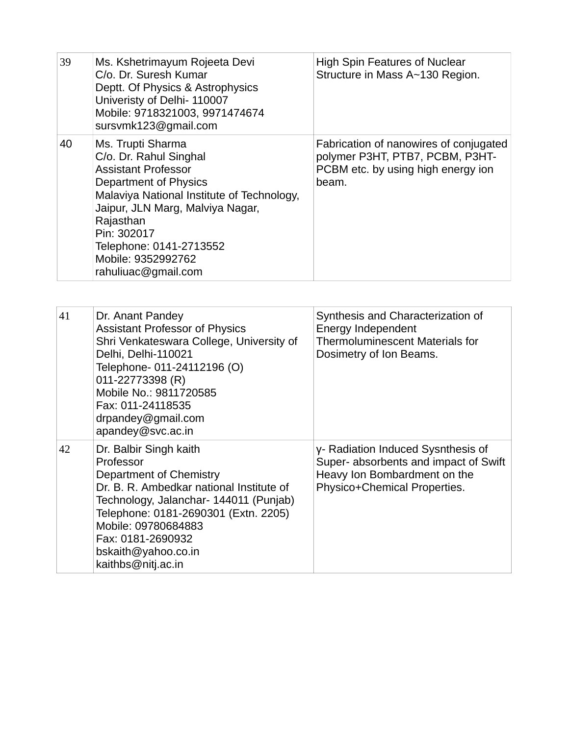| | | |
|---|---|---|
| 39 | Ms. Kshetrimayum Rojeeta Devi<br>C/o. Dr. Suresh Kumar<br>Deptt. Of Physics & Astrophysics<br>Univeristy of Delhi- 110007<br>Mobile: 9718321003, 9971474674<br>sursvmk123@gmail.com | High Spin Features of Nuclear Structure in Mass A~130 Region. |
| 40 | Ms. Trupti Sharma<br>C/o. Dr. Rahul Singhal<br>Assistant Professor<br>Department of Physics<br>Malaviya National Institute of Technology, Jaipur, JLN Marg, Malviya Nagar, Rajasthan<br>Pin: 302017<br>Telephone: 0141-2713552<br>Mobile: 9352992762<br>rahuliuac@gmail.com | Fabrication of nanowires of conjugated polymer P3HT, PTB7, PCBM, P3HT-PCBM etc. by using high energy ion beam. |

| | | |
|---|---|---|
| 41 | Dr. Anant Pandey<br>Assistant Professor of Physics<br>Shri Venkateswara College, University of Delhi, Delhi-110021<br>Telephone- 011-24112196 (O)<br>011-22773398 (R)<br>Mobile No.: 9811720585<br>Fax: 011-24118535<br>drpandey@gmail.com<br>apandey@svc.ac.in | Synthesis and Characterization of Energy Independent Thermoluminescent Materials for Dosimetry of Ion Beams. |
| 42 | Dr. Balbir Singh kaith<br>Professor<br>Department of Chemistry<br>Dr. B. R. Ambedkar national Institute of Technology, Jalanchar- 144011 (Punjab)<br>Telephone: 0181-2690301 (Extn. 2205)<br>Mobile: 09780684883<br>Fax: 0181-2690932<br>bskaith@yahoo.co.in<br>kaithbs@nitj.ac.in | γ- Radiation Induced Sysnthesis of Super- absorbents and impact of Swift Heavy Ion Bombardment on the Physico+Chemical Properties. |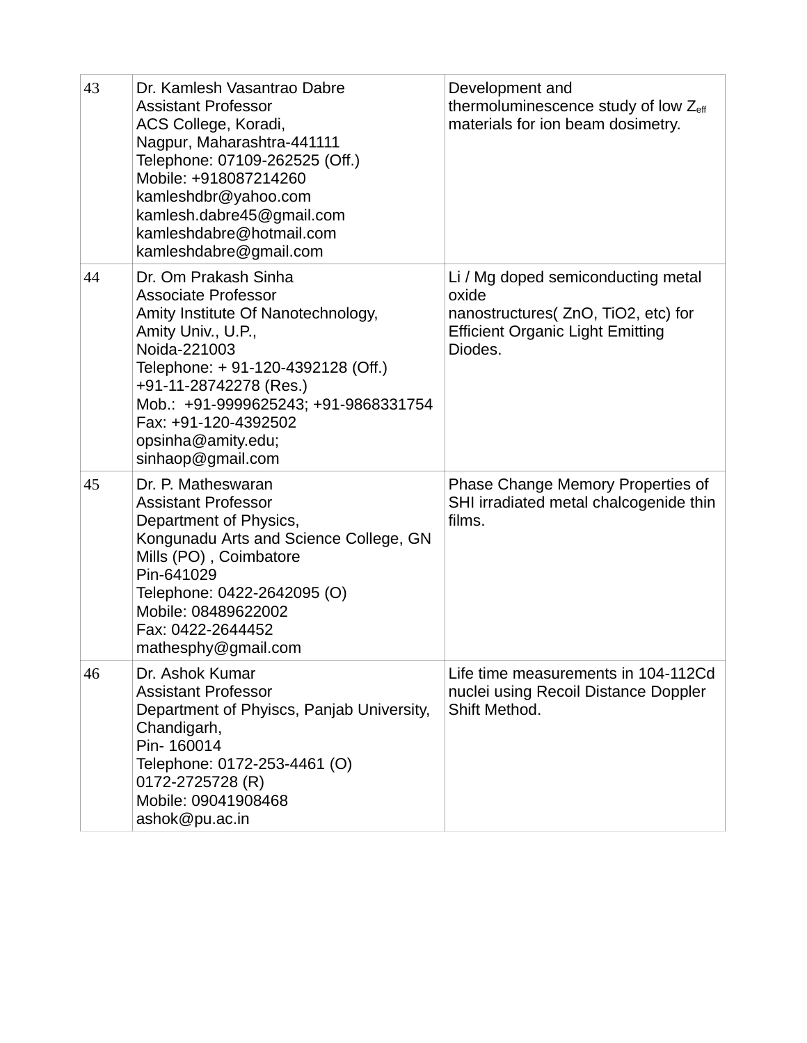| 43 | Dr. Kamlesh Vasantrao Dabre<br>Assistant Professor<br>ACS College, Koradi,<br>Nagpur, Maharashtra-441111<br>Telephone: 07109-262525 (Off.)<br>Mobile: +918087214260<br>kamleshdbr@yahoo.com<br>kamlesh.dabre45@gmail.com<br>kamleshdabre@hotmail.com<br>kamleshdabre@gmail.com | Development and thermoluminescence study of low $Z_{eff}$ materials for ion beam dosimetry. |
|---|---|---|
| 44 | Dr. Om Prakash Sinha<br>Associate Professor<br>Amity Institute Of Nanotechnology,<br>Amity Univ., U.P.,<br>Noida-221003<br>Telephone: + 91-120-4392128 (Off.)<br>+91-11-28742278 (Res.)<br>Mob.: +91-9999625243; +91-9868331754<br>Fax: +91-120-4392502<br>opsinha@amity.edu;<br>sinhaop@gmail.com | Li / Mg doped semiconducting metal oxide<br>nanostructures( ZnO, TiO2, etc) for Efficient Organic Light Emitting Diodes. |
| 45 | Dr. P. Matheswaran<br>Assistant Professor<br>Department of Physics,<br>Kongunadu Arts and Science College, GN Mills (PO) , Coimbatore<br>Pin-641029<br>Telephone: 0422-2642095 (O)<br>Mobile: 08489622002<br>Fax: 0422-2644452<br>mathesphy@gmail.com | Phase Change Memory Properties of SHI irradiated metal chalcogenide thin films. |
| 46 | Dr. Ashok Kumar<br>Assistant Professor<br>Department of Phyiscs, Panjab University, Chandigarh,<br>Pin- 160014<br>Telephone: 0172-253-4461 (O)<br>0172-2725728 (R)<br>Mobile: 09041908468<br>ashok@pu.ac.in | Life time measurements in 104-112Cd nuclei using Recoil Distance Doppler Shift Method. |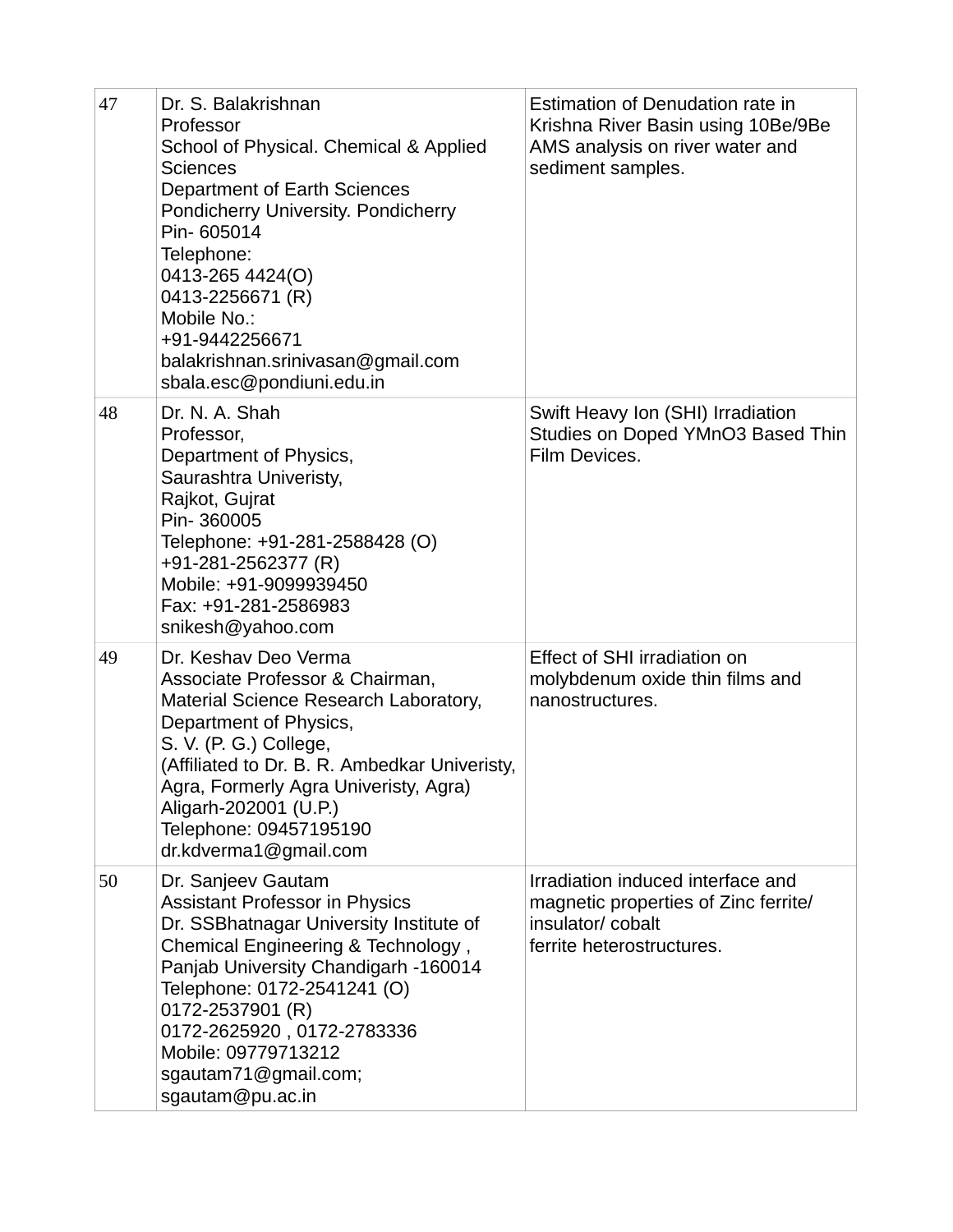| | | |
|---|---|---|
| 47 | Dr. S. Balakrishnan<br>Professor<br>School of Physical. Chemical & Applied Sciences<br>Department of Earth Sciences<br>Pondicherry University. Pondicherry<br>Pin- 605014<br>Telephone:<br>0413-265 4424(O)<br>0413-2256671 (R)<br>Mobile No.:<br>+91-9442256671<br>balakrishnan.srinivasan@gmail.com<br>sbala.esc@pondiuni.edu.in | Estimation of Denudation rate in Krishna River Basin using 10Be/9Be AMS analysis on river water and sediment samples. |
| 48 | Dr. N. A. Shah<br>Professor,<br>Department of Physics,<br>Saurashtra Univeristy,<br>Rajkot, Gujrat<br>Pin- 360005<br>Telephone: +91-281-2588428 (O)<br>+91-281-2562377 (R)<br>Mobile: +91-9099939450<br>Fax: +91-281-2586983<br>snikesh@yahoo.com | Swift Heavy Ion (SHI) Irradiation Studies on Doped $YMnO_3$ Based Thin Film Devices. |
| 49 | Dr. Keshav Deo Verma<br>Associate Professor & Chairman,<br>Material Science Research Laboratory,<br>Department of Physics,<br>S. V. (P. G.) College,<br>(Affiliated to Dr. B. R. Ambedkar Univeristy, Agra, Formerly Agra Univeristy, Agra)<br>Aligarh-202001 (U.P.)<br>Telephone: 09457195190<br>dr.kdverma1@gmail.com | Effect of SHI irradiation on molybdenum oxide thin films and nanostructures. |
| 50 | Dr. Sanjeev Gautam<br>Assistant Professor in Physics<br>Dr. SSBhatnagar University Institute of Chemical Engineering & Technology ,<br>Panjab University Chandigarh -160014<br>Telephone: 0172-2541241 (O)<br>0172-2537901 (R)<br>0172-2625920 , 0172-2783336<br>Mobile: 09779713212<br>sgautam71@gmail.com;<br>sgautam@pu.ac.in | Irradiation induced interface and magnetic properties of Zinc ferrite/ insulator/ cobalt<br>ferrite heterostructures. |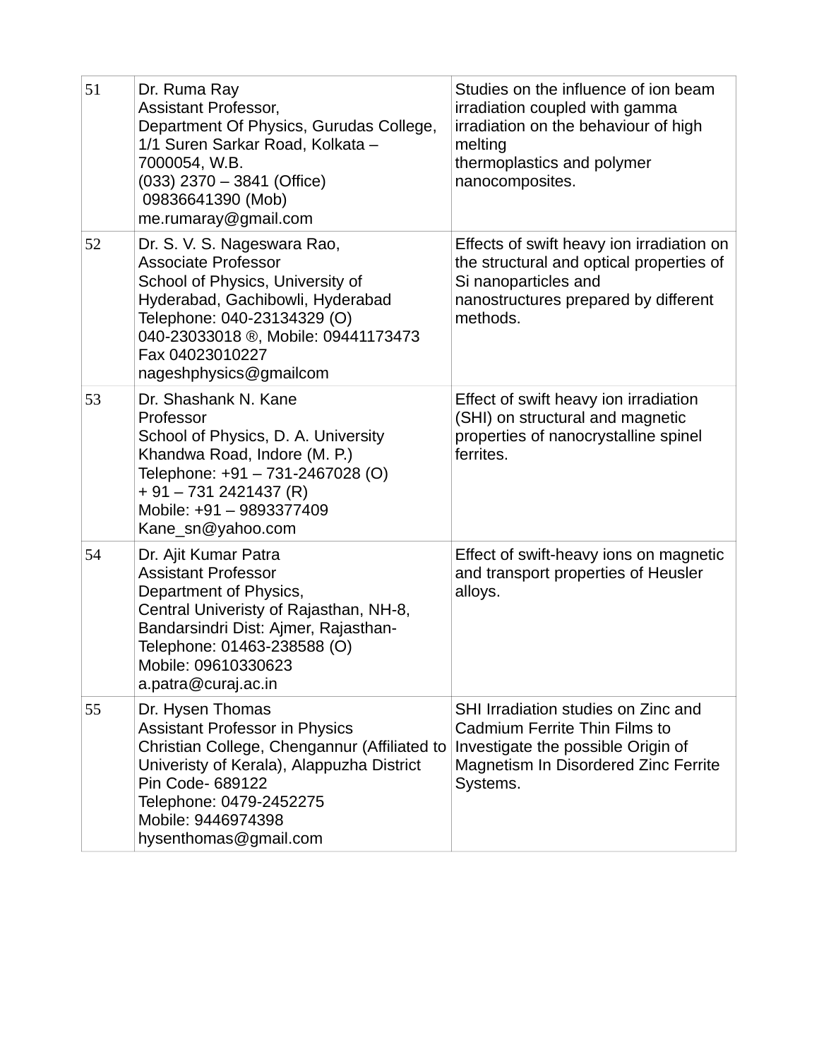| | | |
|---|---|---|
| 51 | Dr. Ruma Ray<br>Assistant Professor,<br>Department Of Physics, Gurudas College, 1/1 Suren Sarkar Road, Kolkata – 7000054, W.B.<br>(033) 2370 – 3841 (Office)<br>09836641390 (Mob)<br>me.rumaray@gmail.com | Studies on the influence of ion beam irradiation coupled with gamma irradiation on the behaviour of high melting<br>thermoplastics and polymer nanocomposites. |
| 52 | Dr. S. V. S. Nageswara Rao,<br>Associate Professor<br>School of Physics, University of Hyderabad, Gachibowli, Hyderabad<br>Telephone: 040-23134329 (O)<br>040-23033018 ®, Mobile: 09441173473<br>Fax 04023010227<br>nageshphysics@gmailcom | Effects of swift heavy ion irradiation on the structural and optical properties of Si nanoparticles and nanostructures prepared by different methods. |
| 53 | Dr. Shashank N. Kane<br>Professor<br>School of Physics, D. A. University<br>Khandwa Road, Indore (M. P.)<br>Telephone: +91 – 731-2467028 (O)<br>+ 91 – 731 2421437 (R)<br>Mobile: +91 – 9893377409<br>Kane_sn@yahoo.com | Effect of swift heavy ion irradiation (SHI) on structural and magnetic properties of nanocrystalline spinel ferrites. |
| 54 | Dr. Ajit Kumar Patra<br>Assistant Professor<br>Department of Physics,<br>Central Univeristy of Rajasthan, NH-8, Bandarsindri Dist: Ajmer, Rajasthan-<br>Telephone: 01463-238588 (O)<br>Mobile: 09610330623<br>a.patra@curaj.ac.in | Effect of swift-heavy ions on magnetic and transport properties of Heusler alloys. |
| 55 | Dr. Hysen Thomas<br>Assistant Professor in Physics<br>Christian College, Chengannur (Affiliated to Univeristy of Kerala), Alappuzha District<br>Pin Code- 689122<br>Telephone: 0479-2452275<br>Mobile: 9446974398<br>hysenthomas@gmail.com | SHI Irradiation studies on Zinc and Cadmium Ferrite Thin Films to Investigate the possible Origin of Magnetism In Disordered Zinc Ferrite Systems. |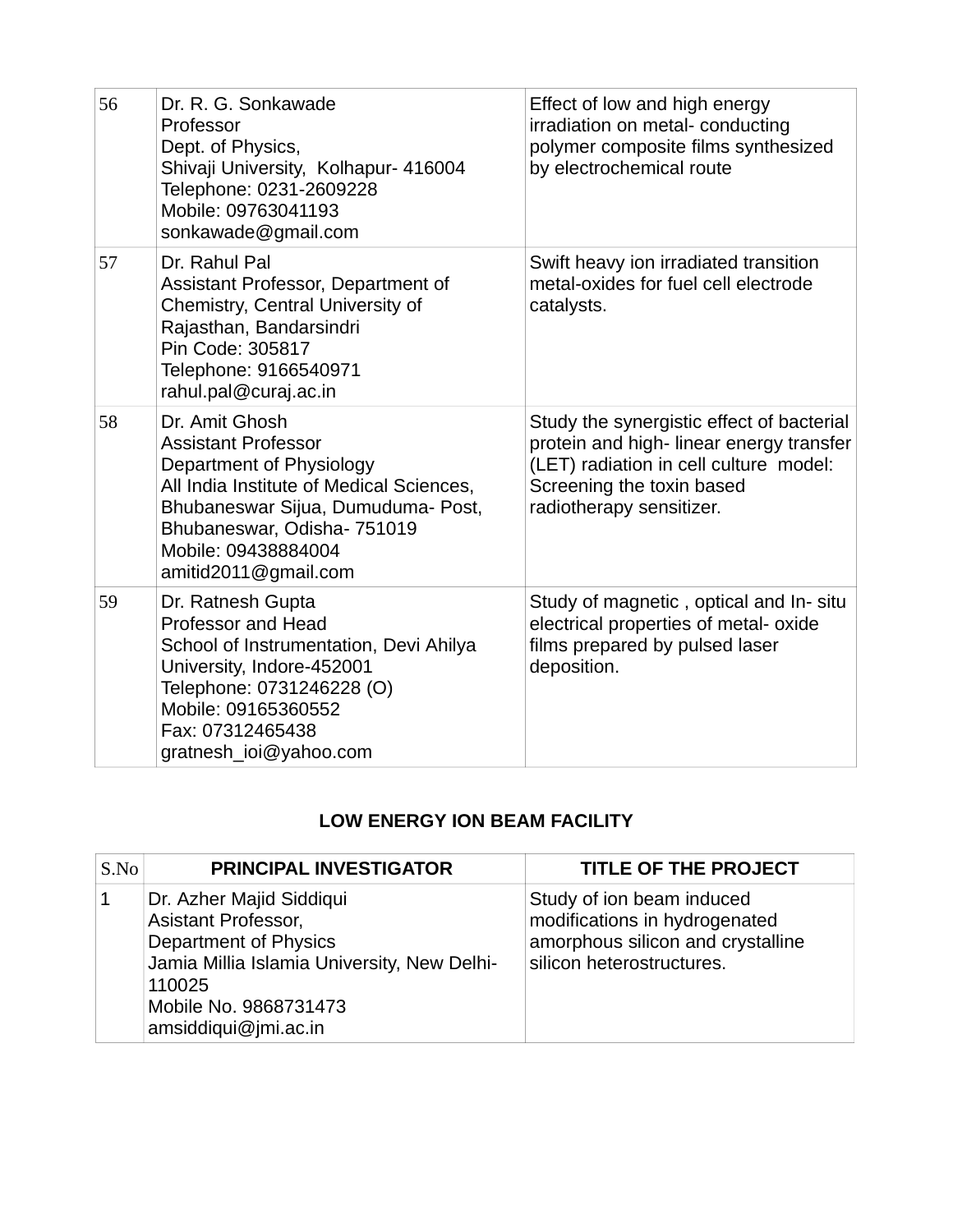| 56 | Dr. R. G. Sonkawade<br>Professor<br>Dept. of Physics,<br>Shivaji University, Kolhapur- 416004<br>Telephone: 0231-2609228<br>Mobile: 09763041193<br>sonkawade@gmail.com | Effect of low and high energy irradiation on metal- conducting polymer composite films synthesized by electrochemical route |
|---|---|---|
| 57 | Dr. Rahul Pal<br>Assistant Professor, Department of Chemistry, Central University of Rajasthan, Bandarsindri<br>Pin Code: 305817<br>Telephone: 9166540971<br>rahul.pal@curaj.ac.in | Swift heavy ion irradiated transition metal-oxides for fuel cell electrode catalysts. |
| 58 | Dr. Amit Ghosh<br>Assistant Professor<br>Department of Physiology<br>All India Institute of Medical Sciences, Bhubaneswar Sijua, Dumuduma- Post, Bhubaneswar, Odisha- 751019<br>Mobile: 09438884004<br>amitid2011@gmail.com | Study the synergistic effect of bacterial protein and high- linear energy transfer (LET) radiation in cell culture model: Screening the toxin based radiotherapy sensitizer. |
| 59 | Dr. Ratnesh Gupta<br>Professor and Head<br>School of Instrumentation, Devi Ahilya University, Indore-452001<br>Telephone: 0731246228 (O)<br>Mobile: 09165360552<br>Fax: 07312465438<br>gratnesh_ioi@yahoo.com | Study of magnetic , optical and In- situ electrical properties of metal- oxide films prepared by pulsed laser deposition. |

## LOW ENERGY ION BEAM FACILITY

| S.No | PRINCIPAL INVESTIGATOR | TITLE OF THE PROJECT |
|---|---|---|
| 1 | Dr. Azher Majid Siddiqui<br>Asistant Professor,<br>Department of Physics<br>Jamia Millia Islamia University, New Delhi-110025<br>Mobile No. 9868731473<br>amsiddiqui@jmi.ac.in | Study of ion beam induced modifications in hydrogenated amorphous silicon and crystalline silicon heterostructures. |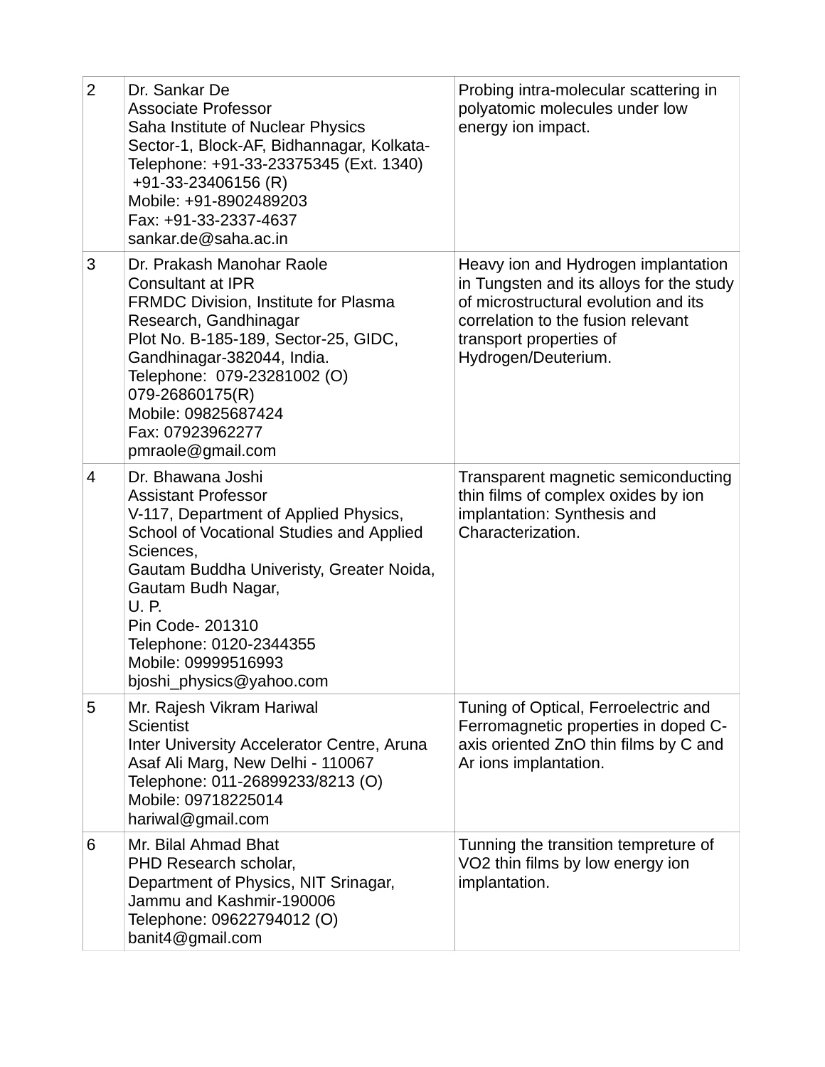| | | |
|---|---|---|
| 2 | Dr. Sankar De<br>Associate Professor<br>Saha Institute of Nuclear Physics<br>Sector-1, Block-AF, Bidhannagar, Kolkata-<br>Telephone: +91-33-23375345 (Ext. 1340)<br>+91-33-23406156 (R)<br>Mobile: +91-8902489203<br>Fax: +91-33-2337-4637<br>sankar.de@saha.ac.in | Probing intra-molecular scattering in polyatomic molecules under low energy ion impact. |
| 3 | Dr. Prakash Manohar Raole<br>Consultant at IPR<br>FRMDC Division, Institute for Plasma Research, Gandhinagar<br>Plot No. B-185-189, Sector-25, GIDC, Gandhinagar-382044, India.<br>Telephone: 079-23281002 (O)<br>079-26860175(R)<br>Mobile: 09825687424<br>Fax: 07923962277<br>pmraole@gmail.com | Heavy ion and Hydrogen implantation in Tungsten and its alloys for the study of microstructural evolution and its correlation to the fusion relevant transport properties of Hydrogen/Deuterium. |
| 4 | Dr. Bhawana Joshi<br>Assistant Professor<br>V-117, Department of Applied Physics, School of Vocational Studies and Applied Sciences,<br>Gautam Buddha Univeristy, Greater Noida, Gautam Budh Nagar,<br>U. P.<br>Pin Code- 201310<br>Telephone: 0120-2344355<br>Mobile: 09999516993<br>bjoshi_physics@yahoo.com | Transparent magnetic semiconducting thin films of complex oxides by ion implantation: Synthesis and Characterization. |
| 5 | Mr. Rajesh Vikram Hariwal<br>Scientist<br>Inter University Accelerator Centre, Aruna Asaf Ali Marg, New Delhi - 110067<br>Telephone: 011-26899233/8213 (O)<br>Mobile: 09718225014<br>hariwal@gmail.com | Tuning of Optical, Ferroelectric and Ferromagnetic properties in doped C-axis oriented ZnO thin films by C and Ar ions implantation. |
| 6 | Mr. Bilal Ahmad Bhat<br>PHD Research scholar,<br>Department of Physics, NIT Srinagar, Jammu and Kashmir-190006<br>Telephone: 09622794012 (O)<br>banit4@gmail.com | Tunning the transition tempreture of $VO_2$ thin films by low energy ion implantation. |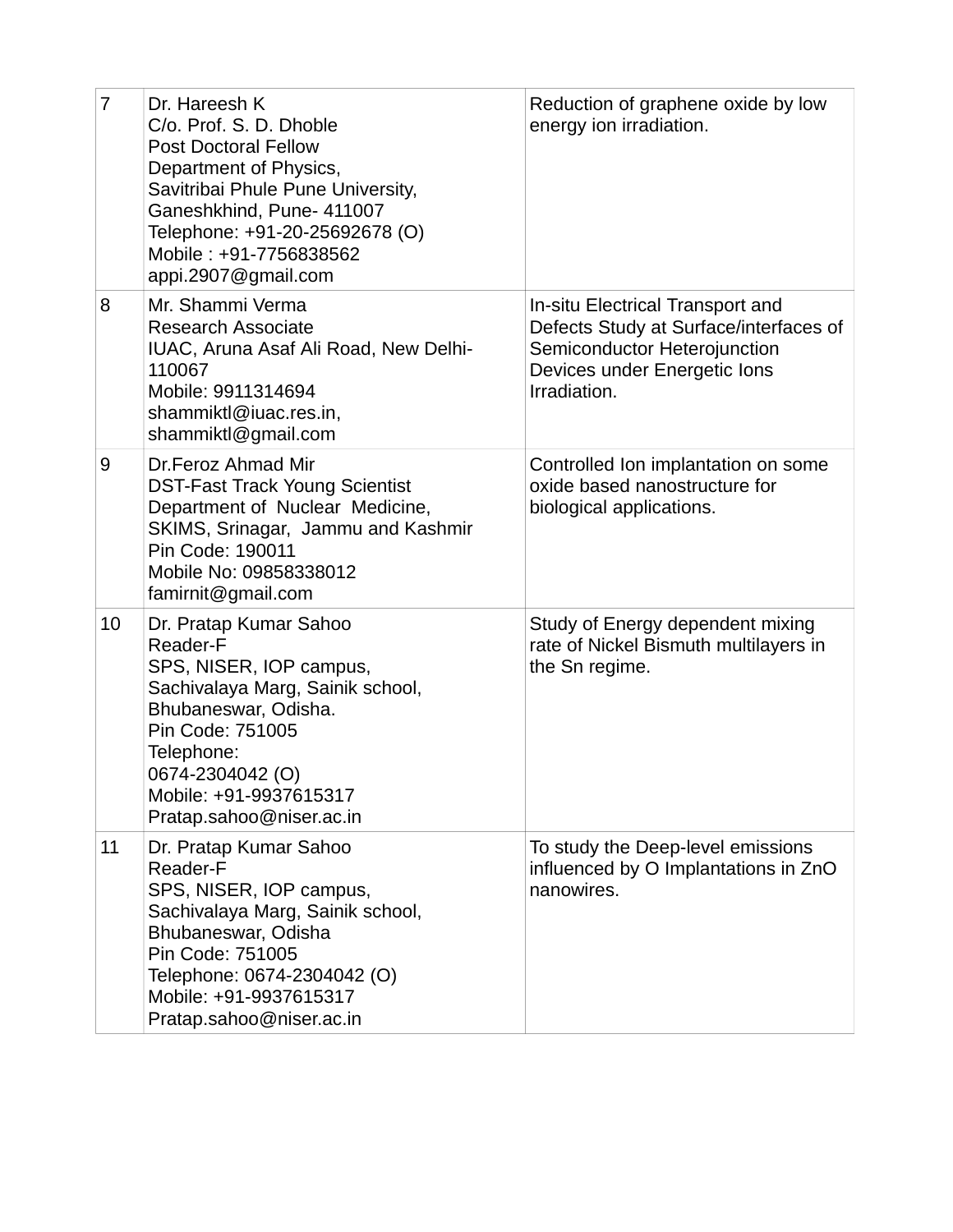| 7 | Dr. Hareesh K<br>C/o. Prof. S. D. Dhoble<br>Post Doctoral Fellow<br>Department of Physics,<br>Savitribai Phule Pune University,<br>Ganeshkhind, Pune- 411007<br>Telephone: +91-20-25692678 (O)<br>Mobile : +91-7756838562<br>appi.2907@gmail.com | Reduction of graphene oxide by low energy ion irradiation. |
|---|---|---|
| 8 | Mr. Shammi Verma<br>Research Associate<br>IUAC, Aruna Asaf Ali Road, New Delhi-110067<br>Mobile: 9911314694<br>shammiktl@iuac.res.in,<br>shammiktl@gmail.com | In-situ Electrical Transport and Defects Study at Surface/interfaces of Semiconductor Heterojunction Devices under Energetic Ions Irradiation. |
| 9 | Dr.Feroz Ahmad Mir<br>DST-Fast Track Young Scientist<br>Department of Nuclear Medicine,<br>SKIMS, Srinagar, Jammu and Kashmir<br>Pin Code: 190011<br>Mobile No: 09858338012<br>famirnit@gmail.com | Controlled Ion implantation on some oxide based nanostructure for biological applications. |
| 10 | Dr. Pratap Kumar Sahoo<br>Reader-F<br>SPS, NISER, IOP campus,<br>Sachivalaya Marg, Sainik school,<br>Bhubaneswar, Odisha.<br>Pin Code: 751005<br>Telephone:<br>0674-2304042 (O)<br>Mobile: +91-9937615317<br>Pratap.sahoo@niser.ac.in | Study of Energy dependent mixing rate of Nickel Bismuth multilayers in the Sn regime. |
| 11 | Dr. Pratap Kumar Sahoo<br>Reader-F<br>SPS, NISER, IOP campus,<br>Sachivalaya Marg, Sainik school,<br>Bhubaneswar, Odisha<br>Pin Code: 751005<br>Telephone: 0674-2304042 (O)<br>Mobile: +91-9937615317<br>Pratap.sahoo@niser.ac.in | To study the Deep-level emissions influenced by O Implantations in ZnO nanowires. |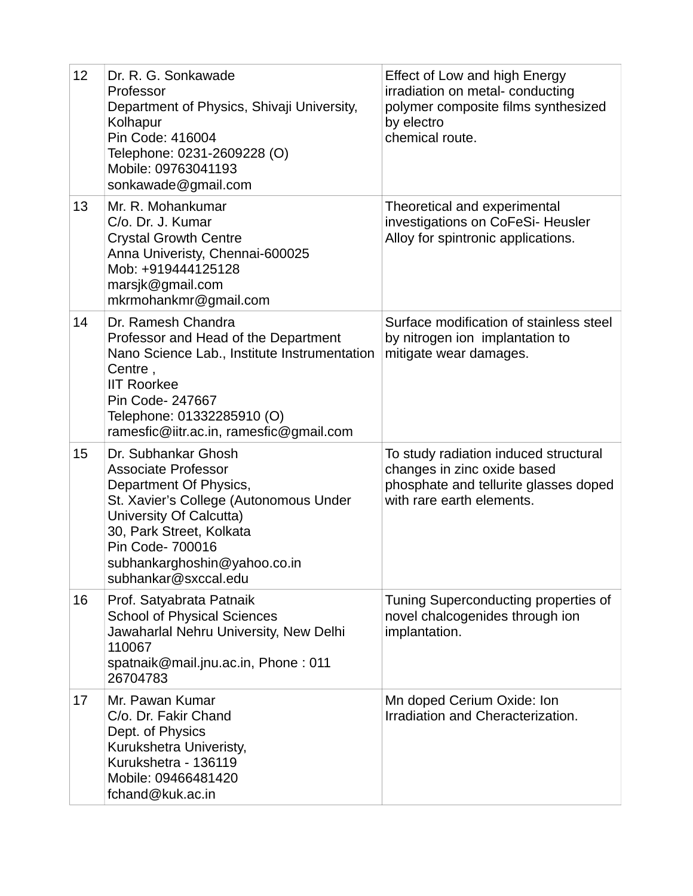| | | |
|---|---|---|
| 12 | Dr. R. G. Sonkawade<br>Professor<br>Department of Physics, Shivaji University, Kolhapur<br>Pin Code: 416004<br>Telephone: 0231-2609228 (O)<br>Mobile: 09763041193<br>sonkawade@gmail.com | Effect of Low and high Energy irradiation on metal- conducting polymer composite films synthesized by electro<br>chemical route. |
| 13 | Mr. R. Mohankumar<br>C/o. Dr. J. Kumar<br>Crystal Growth Centre<br>Anna Univeristy, Chennai-600025<br>Mob: +919444125128<br>marsjk@gmail.com<br>mkrmohankmr@gmail.com | Theoretical and experimental investigations on CoFeSi- Heusler Alloy for spintronic applications. |
| 14 | Dr. Ramesh Chandra<br>Professor and Head of the Department<br>Nano Science Lab., Institute Instrumentation Centre ,<br>IIT Roorkee<br>Pin Code- 247667<br>Telephone: 01332285910 (O)<br>ramesfic@iitr.ac.in, ramesfic@gmail.com | Surface modification of stainless steel by nitrogen ion implantation to mitigate wear damages. |
| 15 | Dr. Subhankar Ghosh<br>Associate Professor<br>Department Of Physics,<br>St. Xavier's College (Autonomous Under University Of Calcutta)<br>30, Park Street, Kolkata<br>Pin Code- 700016<br>subhankarghoshin@yahoo.co.in<br>subhankar@sxccal.edu | To study radiation induced structural changes in zinc oxide based phosphate and tellurite glasses doped with rare earth elements. |
| 16 | Prof. Satyabrata Patnaik<br>School of Physical Sciences<br>Jawaharlal Nehru University, New Delhi 110067<br>spatnaik@mail.jnu.ac.in, Phone : 011 26704783 | Tuning Superconducting properties of novel chalcogenides through ion implantation. |
| 17 | Mr. Pawan Kumar<br>C/o. Dr. Fakir Chand<br>Dept. of Physics<br>Kurukshetra Univeristy,<br>Kurukshetra - 136119<br>Mobile: 09466481420<br>fchand@kuk.ac.in | Mn doped Cerium Oxide: Ion Irradiation and Cheracterization. |